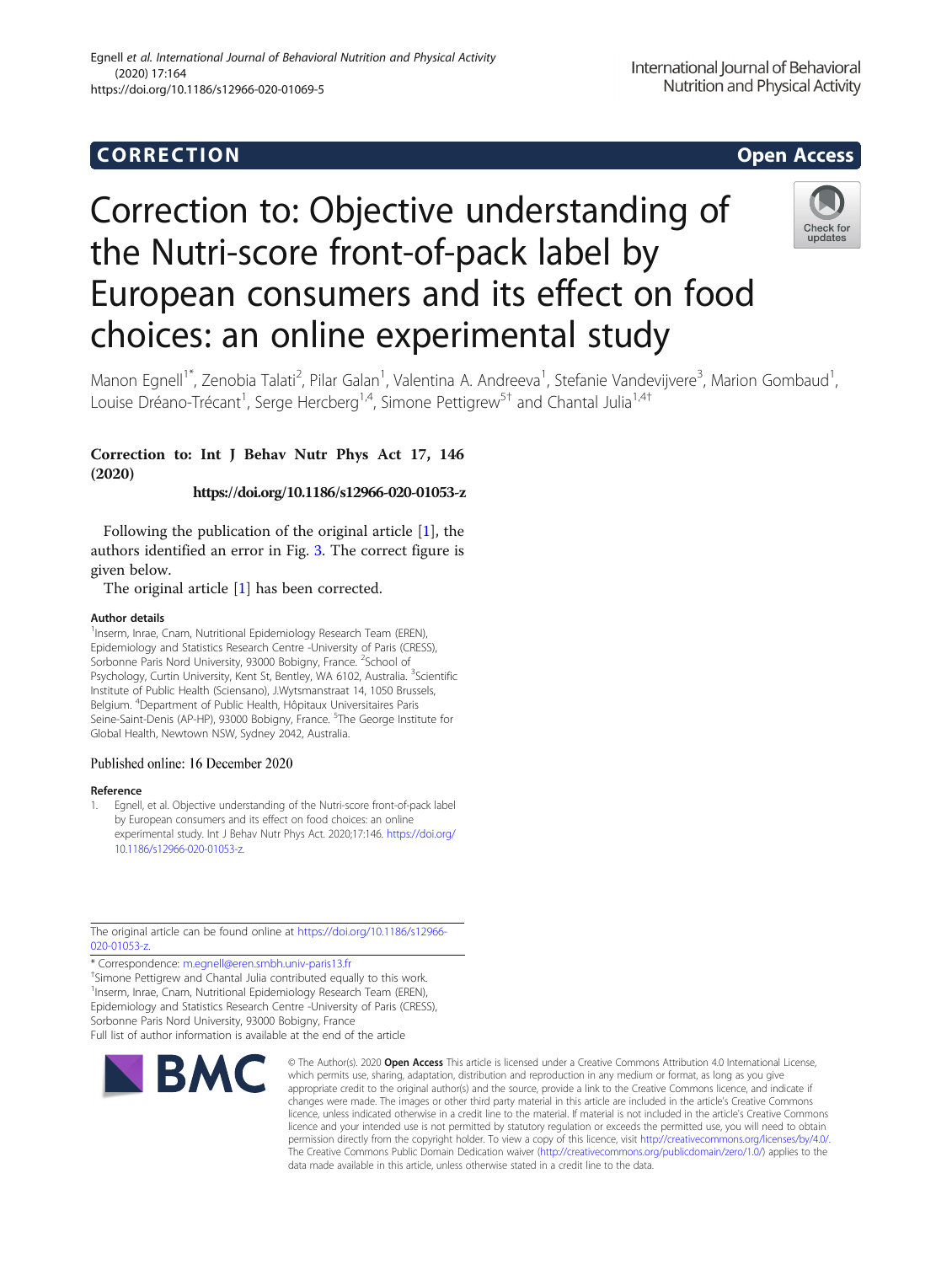CORRECTION

Open Access

# Correction to: Objective understanding of the Nutri-score front-of-pack label by European consumers and its effect on food choices: an online experimental study

Manon Egnell[1*], Zenobia Talati[2], Pilar Galan[1], Valentina A. Andreeva[1], Stefanie Vandevijvere[3], Marion Gombaud[1], Louise Dréano-Trécant[1], Serge Hercberg[1,4], Simone Pettigrew[5†] and Chantal Julia[1,4†]

**Correction to: Int J Behav Nutr Phys Act 17, 146 (2020)**

**https://doi.org/10.1186/s12966-020-01053-z**

Following the publication of the original article [1], the authors identified an error in Fig. 3. The correct figure is given below.

The original article [1] has been corrected.

## Author details

[1]Inserm, Inrae, Cnam, Nutritional Epidemiology Research Team (EREN), Epidemiology and Statistics Research Centre -University of Paris (CRESS), Sorbonne Paris Nord University, 93000 Bobigny, France. [2]School of Psychology, Curtin University, Kent St, Bentley, WA 6102, Australia. [3]Scientific Institute of Public Health (Sciensano), J.Wytsmanstraat 14, 1050 Brussels, Belgium. [4]Department of Public Health, Hôpitaux Universitaires Paris Seine-Saint-Denis (AP-HP), 93000 Bobigny, France. [5]The George Institute for Global Health, Newtown NSW, Sydney 2042, Australia.

Published online: 16 December 2020

## Reference

1. Egnell, et al. Objective understanding of the Nutri-score front-of-pack label by European consumers and its effect on food choices: an online experimental study. Int J Behav Nutr Phys Act. 2020;17:146. https://doi.org/10.1186/s12966-020-01053-z.

The original article can be found online at https://doi.org/10.1186/s12966-020-01053-z.

\* Correspondence: m.egnell@eren.smbh.univ-paris13.fr

†Simone Pettigrew and Chantal Julia contributed equally to this work.

[1]Inserm, Inrae, Cnam, Nutritional Epidemiology Research Team (EREN), Epidemiology and Statistics Research Centre -University of Paris (CRESS), Sorbonne Paris Nord University, 93000 Bobigny, France

Full list of author information is available at the end of the article

© The Author(s). 2020 **Open Access** This article is licensed under a Creative Commons Attribution 4.0 International License, which permits use, sharing, adaptation, distribution and reproduction in any medium or format, as long as you give appropriate credit to the original author(s) and the source, provide a link to the Creative Commons licence, and indicate if changes were made. The images or other third party material in this article are included in the article's Creative Commons licence, unless indicated otherwise in a credit line to the material. If material is not included in the article's Creative Commons licence and your intended use is not permitted by statutory regulation or exceeds the permitted use, you will need to obtain permission directly from the copyright holder. To view a copy of this licence, visit http://creativecommons.org/licenses/by/4.0/. The Creative Commons Public Domain Dedication waiver (http://creativecommons.org/publicdomain/zero/1.0/) applies to the data made available in this article, unless otherwise stated in a credit line to the data.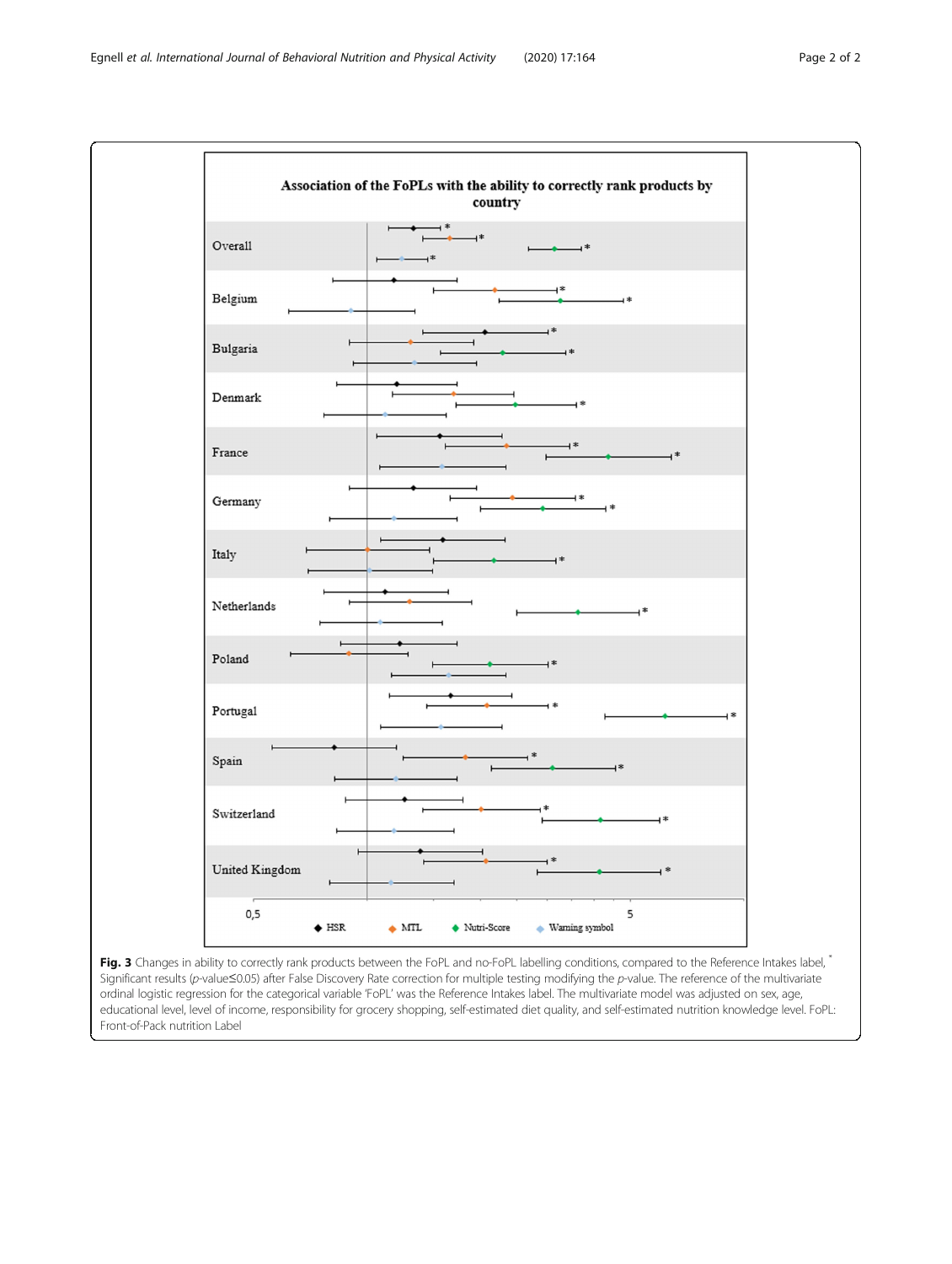Association of the FoPLs with the ability to correctly rank products by country

Overall

Belgium

Bulgaria

Denmark

France

Germany

Italy

Netherlands

Poland

Portugal

Spain

Switzerland

United Kingdom

0,5

5

HSR MTL Nutri-Score Warning symbol

**Fig. 3** Changes in ability to correctly rank products between the FoPL and no-FoPL labelling conditions, compared to the Reference Intakes label, * Significant results (*p*-value≤0.05) after False Discovery Rate correction for multiple testing modifying the *p*-value. The reference of the multivariate ordinal logistic regression for the categorical variable 'FoPL' was the Reference Intakes label. The multivariate model was adjusted on sex, age, educational level, level of income, responsibility for grocery shopping, self-estimated diet quality, and self-estimated nutrition knowledge level. FoPL: Front-of-Pack nutrition Label